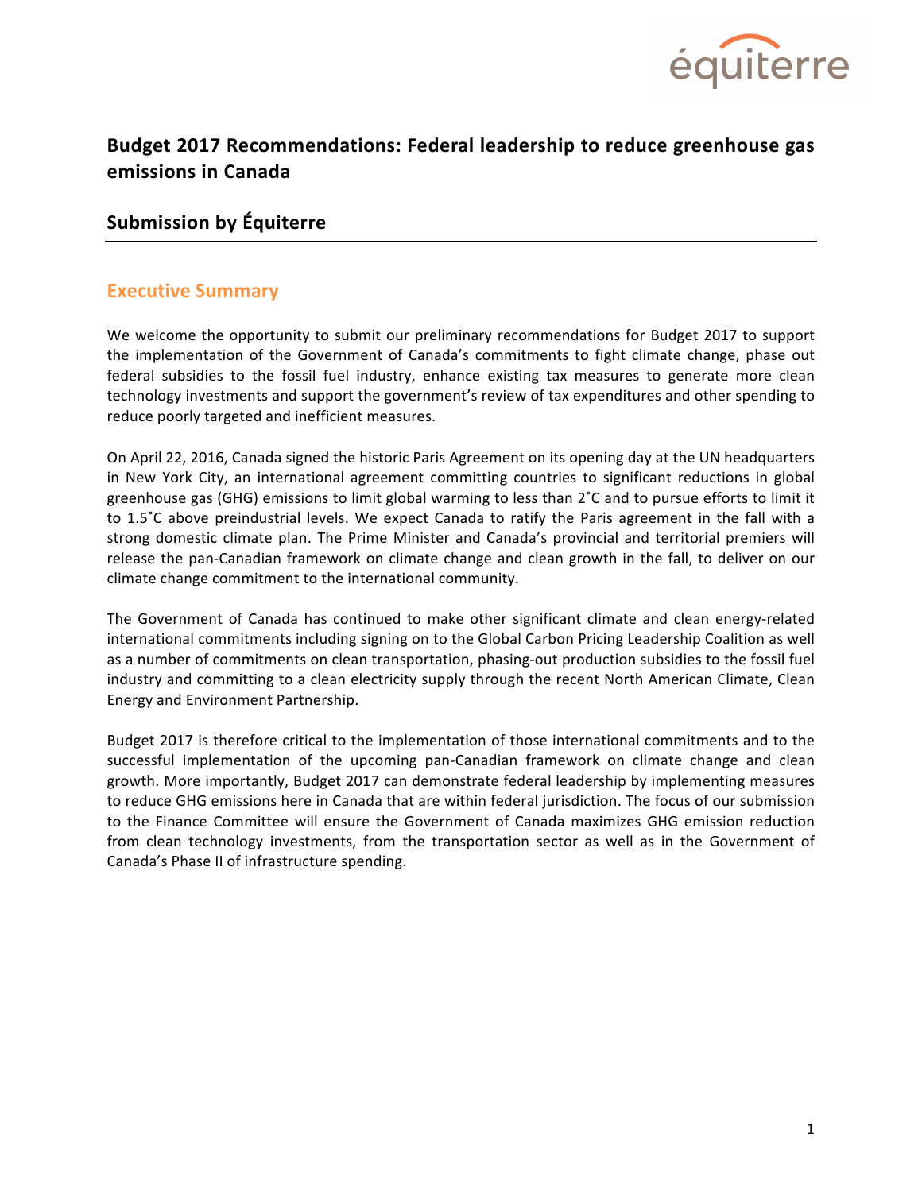équiterre

## Budget 2017 Recommendations: Federal leadership to reduce greenhouse gas emissions in Canada

## Submission by Équiterre

### Executive Summary

We welcome the opportunity to submit our preliminary recommendations for Budget 2017 to support the implementation of the Government of Canada's commitments to fight climate change, phase out federal subsidies to the fossil fuel industry, enhance existing tax measures to generate more clean technology investments and support the government's review of tax expenditures and other spending to reduce poorly targeted and inefficient measures.

On April 22, 2016, Canada signed the historic Paris Agreement on its opening day at the UN headquarters in New York City, an international agreement committing countries to significant reductions in global greenhouse gas (GHG) emissions to limit global warming to less than 2˚C and to pursue efforts to limit it to 1.5˚C above preindustrial levels. We expect Canada to ratify the Paris agreement in the fall with a strong domestic climate plan. The Prime Minister and Canada's provincial and territorial premiers will release the pan-Canadian framework on climate change and clean growth in the fall, to deliver on our climate change commitment to the international community.

The Government of Canada has continued to make other significant climate and clean energy-related international commitments including signing on to the Global Carbon Pricing Leadership Coalition as well as a number of commitments on clean transportation, phasing-out production subsidies to the fossil fuel industry and committing to a clean electricity supply through the recent North American Climate, Clean Energy and Environment Partnership.

Budget 2017 is therefore critical to the implementation of those international commitments and to the successful implementation of the upcoming pan-Canadian framework on climate change and clean growth. More importantly, Budget 2017 can demonstrate federal leadership by implementing measures to reduce GHG emissions here in Canada that are within federal jurisdiction. The focus of our submission to the Finance Committee will ensure the Government of Canada maximizes GHG emission reduction from clean technology investments, from the transportation sector as well as in the Government of Canada's Phase II of infrastructure spending.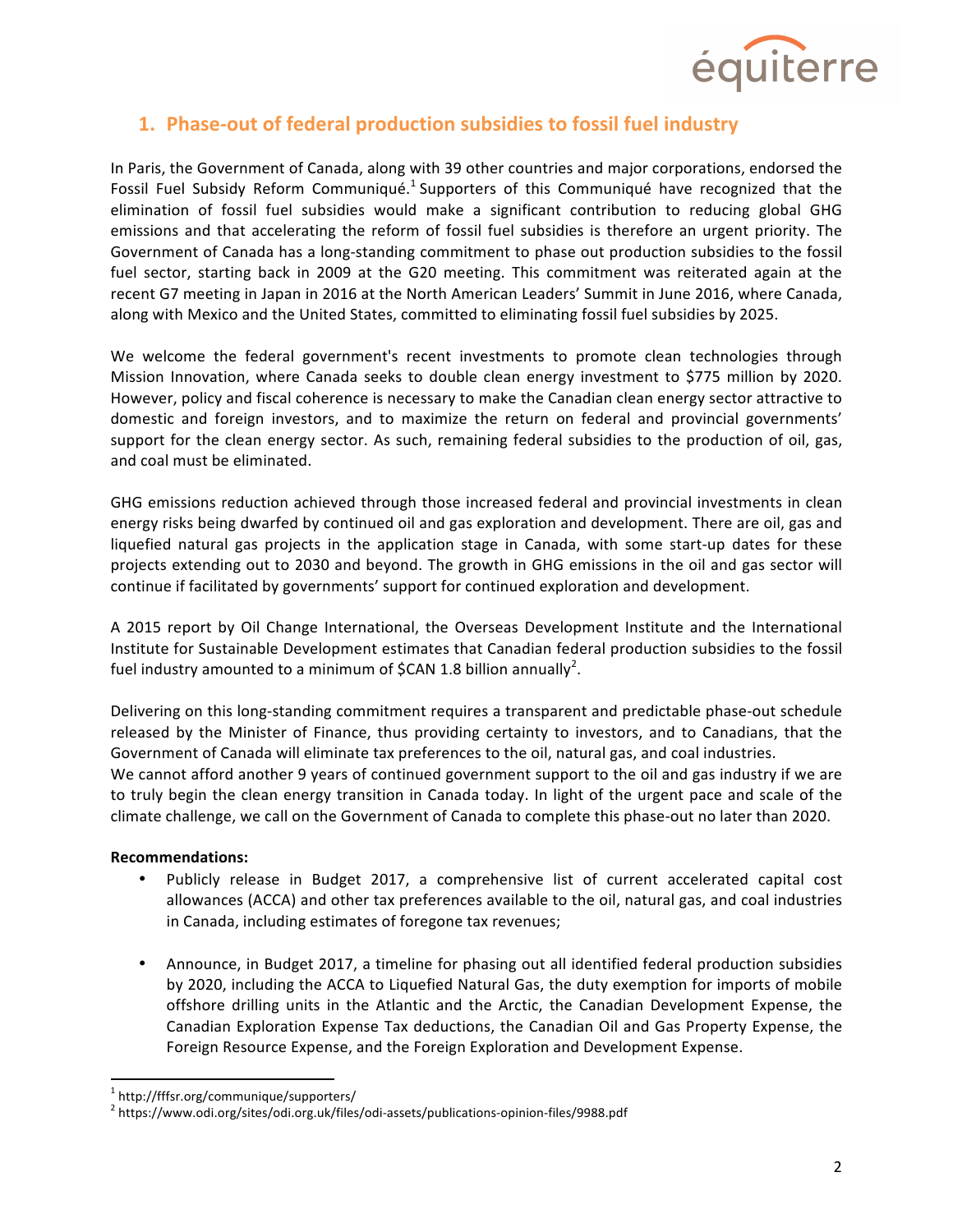## 1. Phase-out of federal production subsidies to fossil fuel industry

In Paris, the Government of Canada, along with 39 other countries and major corporations, endorsed the Fossil Fuel Subsidy Reform Communiqué.[1] Supporters of this Communiqué have recognized that the elimination of fossil fuel subsidies would make a significant contribution to reducing global GHG emissions and that accelerating the reform of fossil fuel subsidies is therefore an urgent priority. The Government of Canada has a long-standing commitment to phase out production subsidies to the fossil fuel sector, starting back in 2009 at the G20 meeting. This commitment was reiterated again at the recent G7 meeting in Japan in 2016 at the North American Leaders' Summit in June 2016, where Canada, along with Mexico and the United States, committed to eliminating fossil fuel subsidies by 2025.

We welcome the federal government's recent investments to promote clean technologies through Mission Innovation, where Canada seeks to double clean energy investment to $775 million by 2020. However, policy and fiscal coherence is necessary to make the Canadian clean energy sector attractive to domestic and foreign investors, and to maximize the return on federal and provincial governments' support for the clean energy sector. As such, remaining federal subsidies to the production of oil, gas, and coal must be eliminated.

GHG emissions reduction achieved through those increased federal and provincial investments in clean energy risks being dwarfed by continued oil and gas exploration and development. There are oil, gas and liquefied natural gas projects in the application stage in Canada, with some start-up dates for these projects extending out to 2030 and beyond. The growth in GHG emissions in the oil and gas sector will continue if facilitated by governments' support for continued exploration and development.

A 2015 report by Oil Change International, the Overseas Development Institute and the International Institute for Sustainable Development estimates that Canadian federal production subsidies to the fossil fuel industry amounted to a minimum of $CAN 1.8 billion annually[2].

Delivering on this long-standing commitment requires a transparent and predictable phase-out schedule released by the Minister of Finance, thus providing certainty to investors, and to Canadians, that the Government of Canada will eliminate tax preferences to the oil, natural gas, and coal industries.
We cannot afford another 9 years of continued government support to the oil and gas industry if we are to truly begin the clean energy transition in Canada today. In light of the urgent pace and scale of the climate challenge, we call on the Government of Canada to complete this phase-out no later than 2020.

**Recommendations:**

- Publicly release in Budget 2017, a comprehensive list of current accelerated capital cost allowances (ACCA) and other tax preferences available to the oil, natural gas, and coal industries in Canada, including estimates of foregone tax revenues;

- Announce, in Budget 2017, a timeline for phasing out all identified federal production subsidies by 2020, including the ACCA to Liquefied Natural Gas, the duty exemption for imports of mobile offshore drilling units in the Atlantic and the Arctic, the Canadian Development Expense, the Canadian Exploration Expense Tax deductions, the Canadian Oil and Gas Property Expense, the Foreign Resource Expense, and the Foreign Exploration and Development Expense.

[1] http://fffsr.org/communique/supporters/
[2] https://www.odi.org/sites/odi.org.uk/files/odi-assets/publications-opinion-files/9988.pdf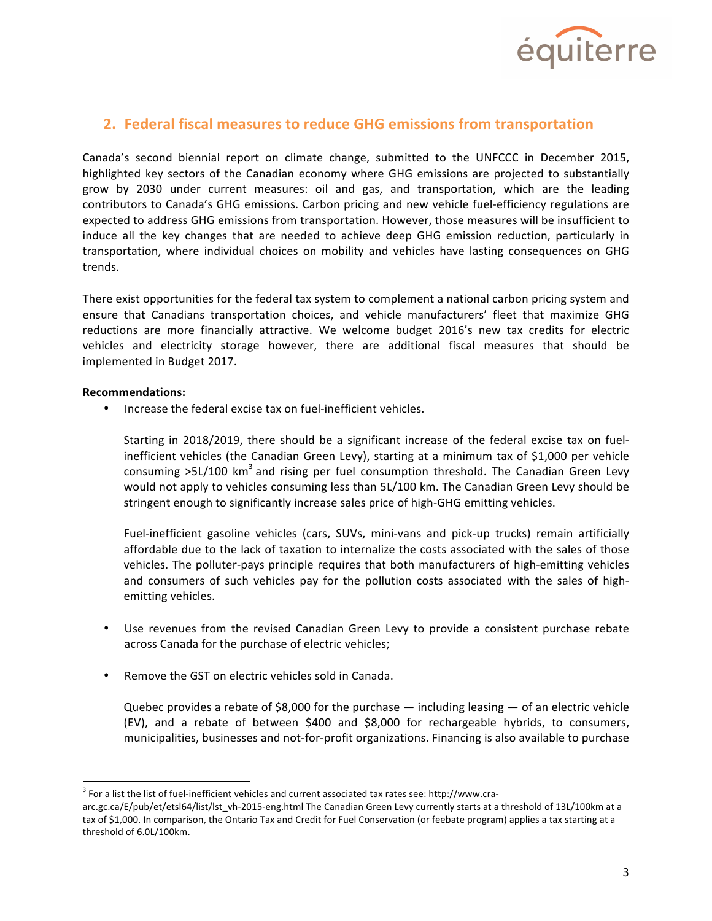## 2. Federal fiscal measures to reduce GHG emissions from transportation

Canada's second biennial report on climate change, submitted to the UNFCCC in December 2015, highlighted key sectors of the Canadian economy where GHG emissions are projected to substantially grow by 2030 under current measures: oil and gas, and transportation, which are the leading contributors to Canada's GHG emissions. Carbon pricing and new vehicle fuel-efficiency regulations are expected to address GHG emissions from transportation. However, those measures will be insufficient to induce all the key changes that are needed to achieve deep GHG emission reduction, particularly in transportation, where individual choices on mobility and vehicles have lasting consequences on GHG trends.

There exist opportunities for the federal tax system to complement a national carbon pricing system and ensure that Canadians transportation choices, and vehicle manufacturers' fleet that maximize GHG reductions are more financially attractive. We welcome budget 2016's new tax credits for electric vehicles and electricity storage however, there are additional fiscal measures that should be implemented in Budget 2017.

**Recommendations:**

- Increase the federal excise tax on fuel-inefficient vehicles.

  Starting in 2018/2019, there should be a significant increase of the federal excise tax on fuel-inefficient vehicles (the Canadian Green Levy), starting at a minimum tax of $1,000 per vehicle consuming >5L/100 km[3] and rising per fuel consumption threshold. The Canadian Green Levy would not apply to vehicles consuming less than 5L/100 km. The Canadian Green Levy should be stringent enough to significantly increase sales price of high-GHG emitting vehicles.

  Fuel-inefficient gasoline vehicles (cars, SUVs, mini-vans and pick-up trucks) remain artificially affordable due to the lack of taxation to internalize the costs associated with the sales of those vehicles. The polluter-pays principle requires that both manufacturers of high-emitting vehicles and consumers of such vehicles pay for the pollution costs associated with the sales of high-emitting vehicles.

- Use revenues from the revised Canadian Green Levy to provide a consistent purchase rebate across Canada for the purchase of electric vehicles;

- Remove the GST on electric vehicles sold in Canada.

  Quebec provides a rebate of $8,000 for the purchase — including leasing — of an electric vehicle (EV), and a rebate of between $400 and $8,000 for rechargeable hybrids, to consumers, municipalities, businesses and not-for-profit organizations. Financing is also available to purchase

[3] For a list the list of fuel-inefficient vehicles and current associated tax rates see: http://www.cra-arc.gc.ca/E/pub/et/etsl64/list/lst_vh-2015-eng.html The Canadian Green Levy currently starts at a threshold of 13L/100km at a tax of $1,000. In comparison, the Ontario Tax and Credit for Fuel Conservation (or feebate program) applies a tax starting at a threshold of 6.0L/100km.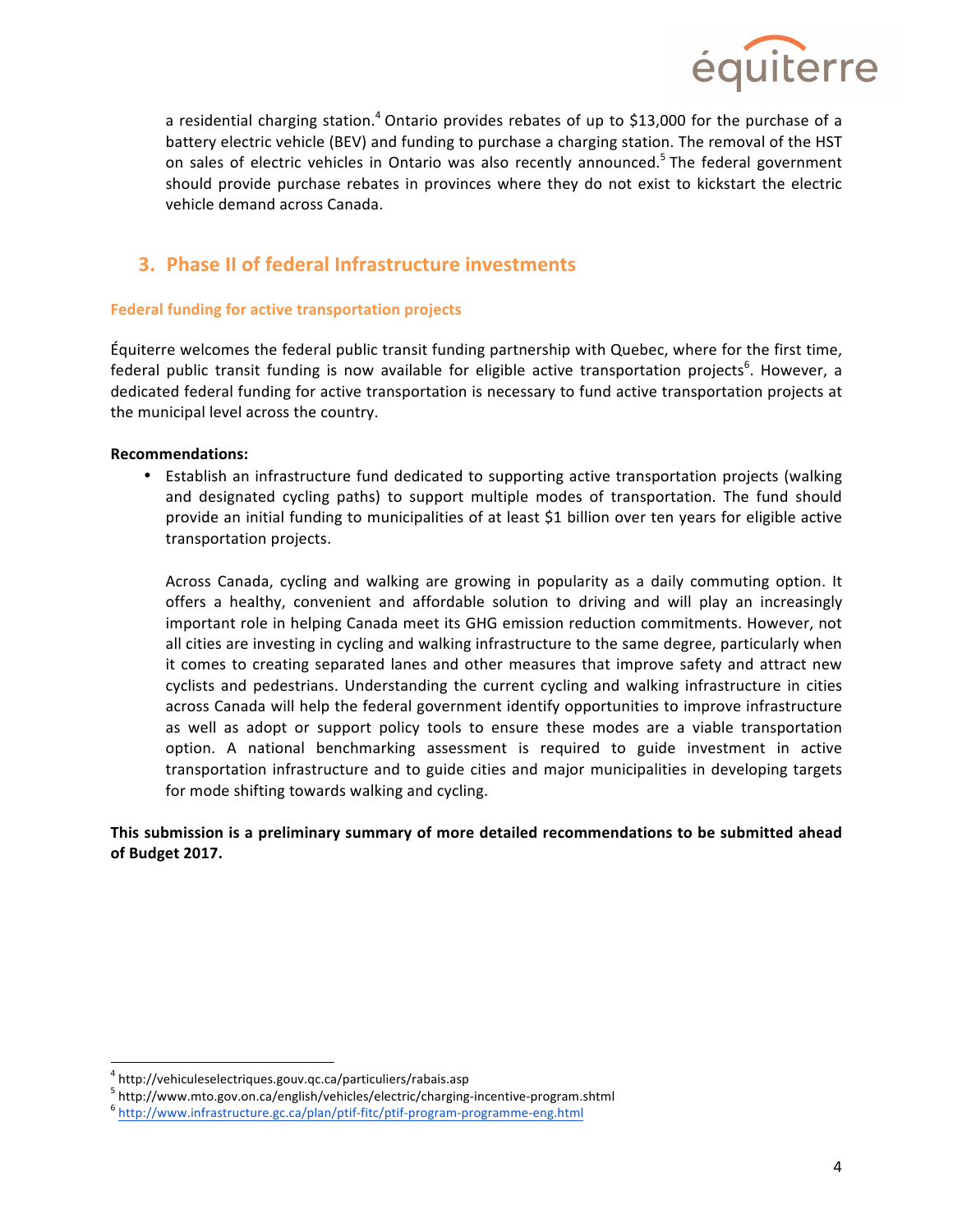a residential charging station.[4] Ontario provides rebates of up to $13,000 for the purchase of a battery electric vehicle (BEV) and funding to purchase a charging station. The removal of the HST on sales of electric vehicles in Ontario was also recently announced.[5] The federal government should provide purchase rebates in provinces where they do not exist to kickstart the electric vehicle demand across Canada.

## 3. Phase II of federal Infrastructure investments

### Federal funding for active transportation projects

Équiterre welcomes the federal public transit funding partnership with Quebec, where for the first time, federal public transit funding is now available for eligible active transportation projects[6]. However, a dedicated federal funding for active transportation is necessary to fund active transportation projects at the municipal level across the country.

**Recommendations:**

- Establish an infrastructure fund dedicated to supporting active transportation projects (walking and designated cycling paths) to support multiple modes of transportation. The fund should provide an initial funding to municipalities of at least $1 billion over ten years for eligible active transportation projects.

  Across Canada, cycling and walking are growing in popularity as a daily commuting option. It offers a healthy, convenient and affordable solution to driving and will play an increasingly important role in helping Canada meet its GHG emission reduction commitments. However, not all cities are investing in cycling and walking infrastructure to the same degree, particularly when it comes to creating separated lanes and other measures that improve safety and attract new cyclists and pedestrians. Understanding the current cycling and walking infrastructure in cities across Canada will help the federal government identify opportunities to improve infrastructure as well as adopt or support policy tools to ensure these modes are a viable transportation option. A national benchmarking assessment is required to guide investment in active transportation infrastructure and to guide cities and major municipalities in developing targets for mode shifting towards walking and cycling.

**This submission is a preliminary summary of more detailed recommendations to be submitted ahead of Budget 2017.**

---

[4] http://vehiculeselectriques.gouv.qc.ca/particuliers/rabais.asp
[5] http://www.mto.gov.on.ca/english/vehicles/electric/charging-incentive-program.shtml
[6] http://www.infrastructure.gc.ca/plan/ptif-fitc/ptif-program-programme-eng.html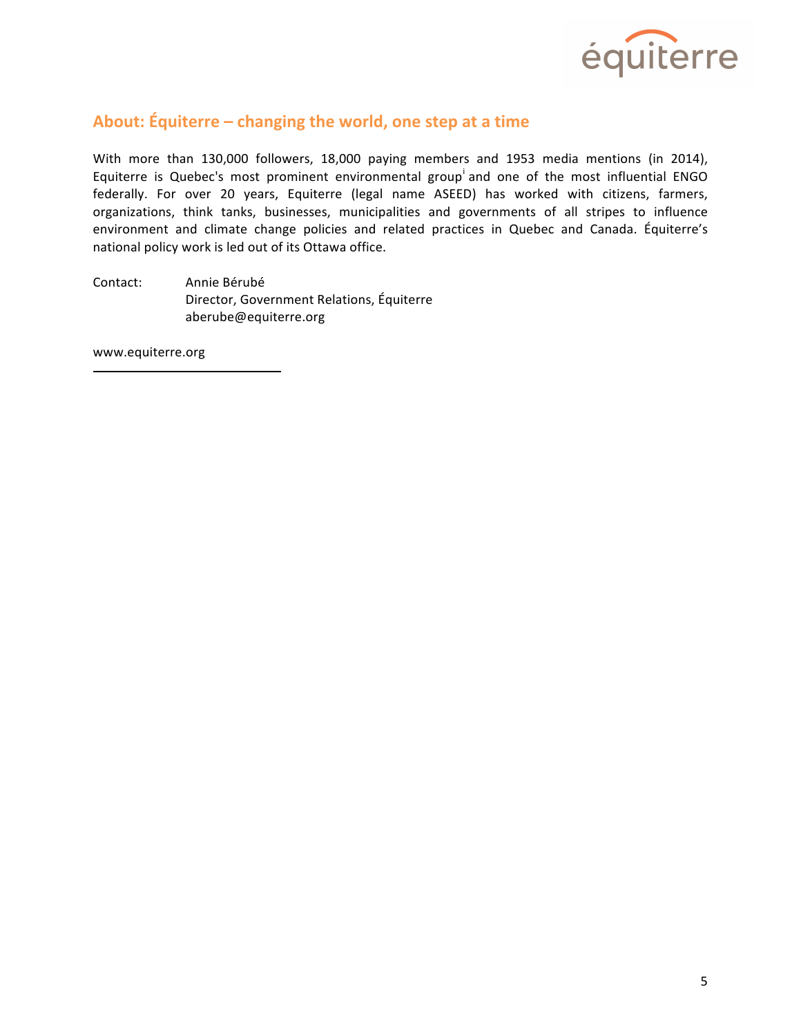## About: Équiterre – changing the world, one step at a time

With more than 130,000 followers, 18,000 paying members and 1953 media mentions (in 2014), Equiterre is Quebec's most prominent environmental group[i] and one of the most influential ENGO federally. For over 20 years, Equiterre (legal name ASEED) has worked with citizens, farmers, organizations, think tanks, businesses, municipalities and governments of all stripes to influence environment and climate change policies and related practices in Quebec and Canada. Équiterre's national policy work is led out of its Ottawa office.

Contact: Annie Bérubé
Director, Government Relations, Équiterre
aberube@equiterre.org

www.equiterre.org